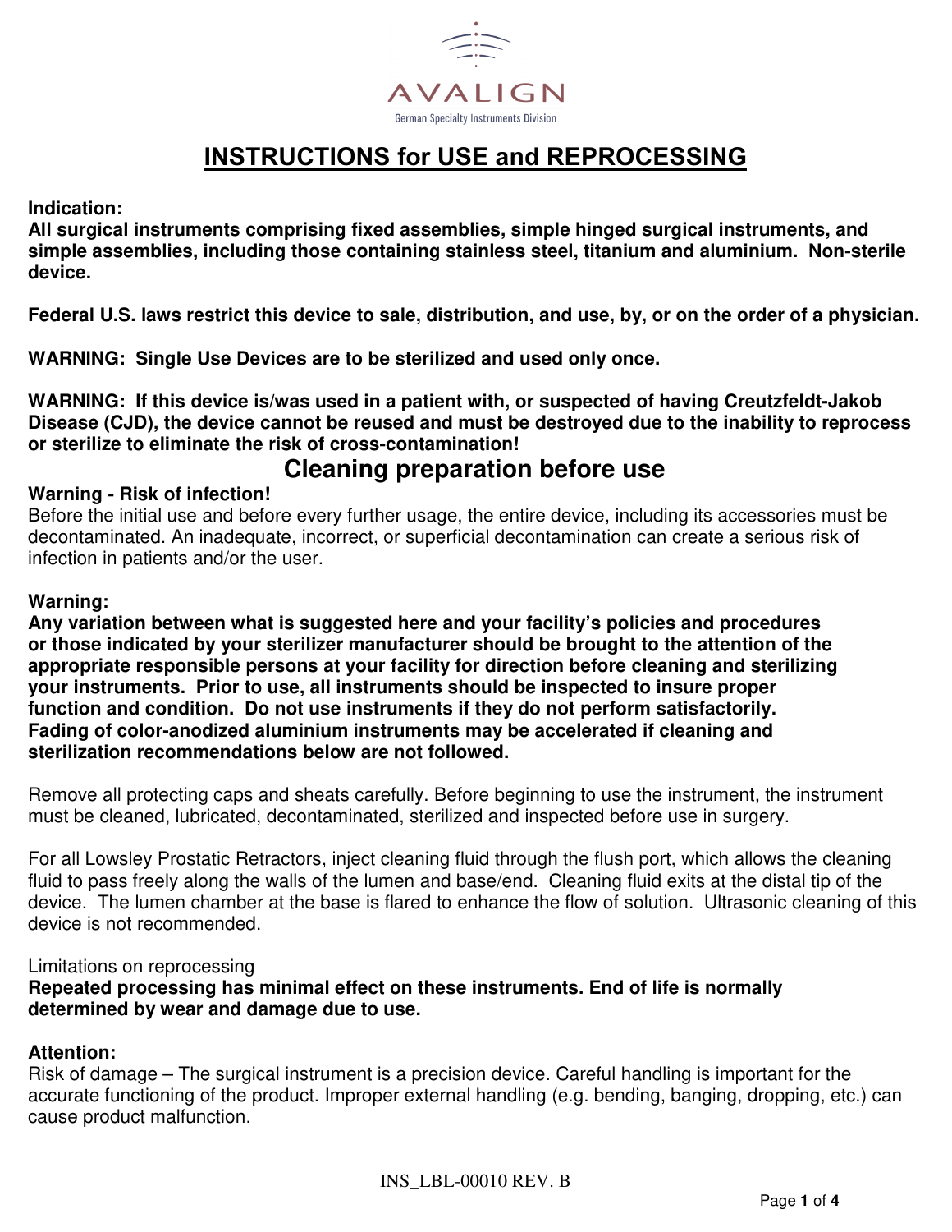AVALIGN

German Specialty Instruments Division

# INSTRUCTIONS for USE and REPROCESSING

**Indication:**
**All surgical instruments comprising fixed assemblies, simple hinged surgical instruments, and simple assemblies, including those containing stainless steel, titanium and aluminium. Non-sterile device.**

**Federal U.S. laws restrict this device to sale, distribution, and use, by, or on the order of a physician.**

**WARNING: Single Use Devices are to be sterilized and used only once.**

**WARNING: If this device is/was used in a patient with, or suspected of having Creutzfeldt-Jakob Disease (CJD), the device cannot be reused and must be destroyed due to the inability to reprocess or sterilize to eliminate the risk of cross-contamination!**

## Cleaning preparation before use

**Warning - Risk of infection!**
Before the initial use and before every further usage, the entire device, including its accessories must be decontaminated. An inadequate, incorrect, or superficial decontamination can create a serious risk of infection in patients and/or the user.

**Warning:**
**Any variation between what is suggested here and your facility's policies and procedures or those indicated by your sterilizer manufacturer should be brought to the attention of the appropriate responsible persons at your facility for direction before cleaning and sterilizing your instruments. Prior to use, all instruments should be inspected to insure proper function and condition. Do not use instruments if they do not perform satisfactorily. Fading of color-anodized aluminium instruments may be accelerated if cleaning and sterilization recommendations below are not followed.**

Remove all protecting caps and sheats carefully. Before beginning to use the instrument, the instrument must be cleaned, lubricated, decontaminated, sterilized and inspected before use in surgery.

For all Lowsley Prostatic Retractors, inject cleaning fluid through the flush port, which allows the cleaning fluid to pass freely along the walls of the lumen and base/end. Cleaning fluid exits at the distal tip of the device. The lumen chamber at the base is flared to enhance the flow of solution. Ultrasonic cleaning of this device is not recommended.

Limitations on reprocessing
**Repeated processing has minimal effect on these instruments. End of life is normally determined by wear and damage due to use.**

**Attention:**
Risk of damage – The surgical instrument is a precision device. Careful handling is important for the accurate functioning of the product. Improper external handling (e.g. bending, banging, dropping, etc.) can cause product malfunction.

INS_LBL-00010 REV. B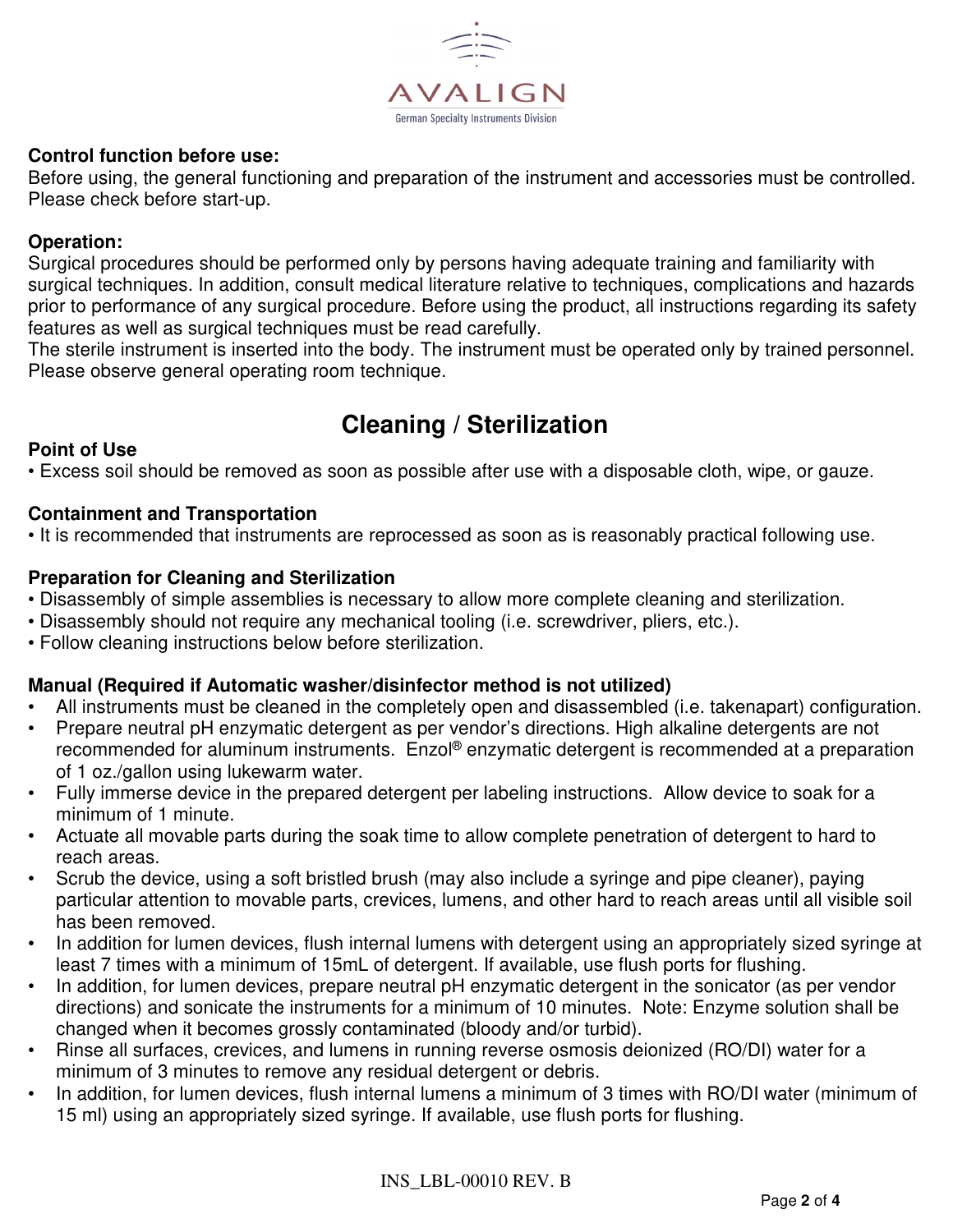**Control function before use:**
Before using, the general functioning and preparation of the instrument and accessories must be controlled. Please check before start-up.

**Operation:**
Surgical procedures should be performed only by persons having adequate training and familiarity with surgical techniques. In addition, consult medical literature relative to techniques, complications and hazards prior to performance of any surgical procedure. Before using the product, all instructions regarding its safety features as well as surgical techniques must be read carefully.
The sterile instrument is inserted into the body. The instrument must be operated only by trained personnel. Please observe general operating room technique.

## Cleaning / Sterilization

**Point of Use**
- Excess soil should be removed as soon as possible after use with a disposable cloth, wipe, or gauze.

**Containment and Transportation**
- It is recommended that instruments are reprocessed as soon as is reasonably practical following use.

**Preparation for Cleaning and Sterilization**
- Disassembly of simple assemblies is necessary to allow more complete cleaning and sterilization.
- Disassembly should not require any mechanical tooling (i.e. screwdriver, pliers, etc.).
- Follow cleaning instructions below before sterilization.

**Manual (Required if Automatic washer/disinfector method is not utilized)**
- All instruments must be cleaned in the completely open and disassembled (i.e. takenapart) configuration.
- Prepare neutral pH enzymatic detergent as per vendor's directions. High alkaline detergents are not recommended for aluminum instruments. Enzol® enzymatic detergent is recommended at a preparation of 1 oz./gallon using lukewarm water.
- Fully immerse device in the prepared detergent per labeling instructions. Allow device to soak for a minimum of 1 minute.
- Actuate all movable parts during the soak time to allow complete penetration of detergent to hard to reach areas.
- Scrub the device, using a soft bristled brush (may also include a syringe and pipe cleaner), paying particular attention to movable parts, crevices, lumens, and other hard to reach areas until all visible soil has been removed.
- In addition for lumen devices, flush internal lumens with detergent using an appropriately sized syringe at least 7 times with a minimum of 15mL of detergent. If available, use flush ports for flushing.
- In addition, for lumen devices, prepare neutral pH enzymatic detergent in the sonicator (as per vendor directions) and sonicate the instruments for a minimum of 10 minutes. Note: Enzyme solution shall be changed when it becomes grossly contaminated (bloody and/or turbid).
- Rinse all surfaces, crevices, and lumens in running reverse osmosis deionized (RO/DI) water for a minimum of 3 minutes to remove any residual detergent or debris.
- In addition, for lumen devices, flush internal lumens a minimum of 3 times with RO/DI water (minimum of 15 ml) using an appropriately sized syringe. If available, use flush ports for flushing.

INS_LBL-00010 REV. B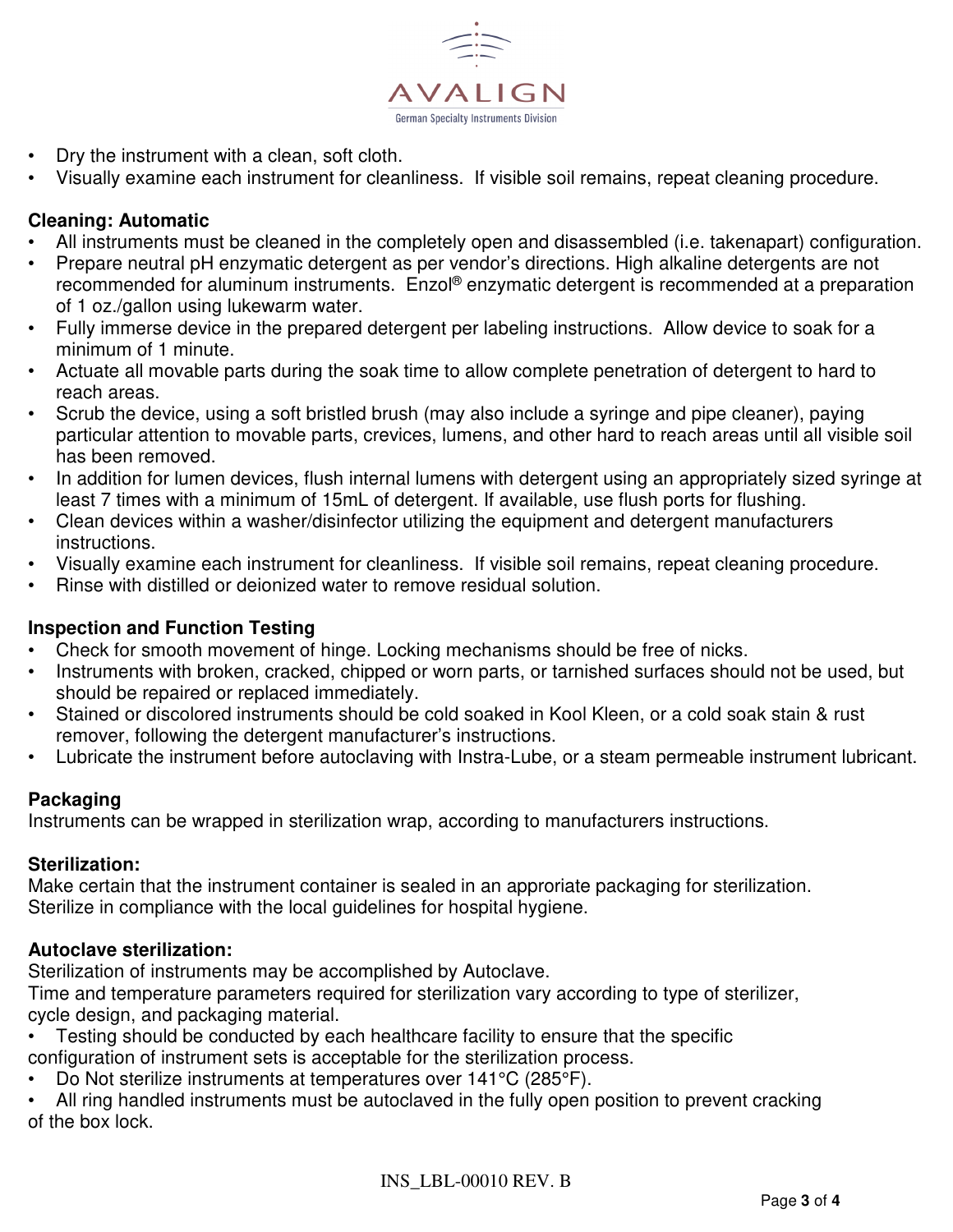- Dry the instrument with a clean, soft cloth.
- Visually examine each instrument for cleanliness. If visible soil remains, repeat cleaning procedure.

**Cleaning: Automatic**

- All instruments must be cleaned in the completely open and disassembled (i.e. takenapart) configuration.
- Prepare neutral pH enzymatic detergent as per vendor's directions. High alkaline detergents are not recommended for aluminum instruments. Enzol® enzymatic detergent is recommended at a preparation of 1 oz./gallon using lukewarm water.
- Fully immerse device in the prepared detergent per labeling instructions. Allow device to soak for a minimum of 1 minute.
- Actuate all movable parts during the soak time to allow complete penetration of detergent to hard to reach areas.
- Scrub the device, using a soft bristled brush (may also include a syringe and pipe cleaner), paying particular attention to movable parts, crevices, lumens, and other hard to reach areas until all visible soil has been removed.
- In addition for lumen devices, flush internal lumens with detergent using an appropriately sized syringe at least 7 times with a minimum of 15mL of detergent. If available, use flush ports for flushing.
- Clean devices within a washer/disinfector utilizing the equipment and detergent manufacturers instructions.
- Visually examine each instrument for cleanliness. If visible soil remains, repeat cleaning procedure.
- Rinse with distilled or deionized water to remove residual solution.

**Inspection and Function Testing**

- Check for smooth movement of hinge. Locking mechanisms should be free of nicks.
- Instruments with broken, cracked, chipped or worn parts, or tarnished surfaces should not be used, but should be repaired or replaced immediately.
- Stained or discolored instruments should be cold soaked in Kool Kleen, or a cold soak stain & rust remover, following the detergent manufacturer's instructions.
- Lubricate the instrument before autoclaving with Instra-Lube, or a steam permeable instrument lubricant.

**Packaging**

Instruments can be wrapped in sterilization wrap, according to manufacturers instructions.

**Sterilization:**

Make certain that the instrument container is sealed in an approriate packaging for sterilization.
Sterilize in compliance with the local guidelines for hospital hygiene.

**Autoclave sterilization:**

Sterilization of instruments may be accomplished by Autoclave.
Time and temperature parameters required for sterilization vary according to type of sterilizer, cycle design, and packaging material.

- Testing should be conducted by each healthcare facility to ensure that the specific configuration of instrument sets is acceptable for the sterilization process.
- Do Not sterilize instruments at temperatures over 141°C (285°F).
- All ring handled instruments must be autoclaved in the fully open position to prevent cracking of the box lock.

INS_LBL-00010 REV. B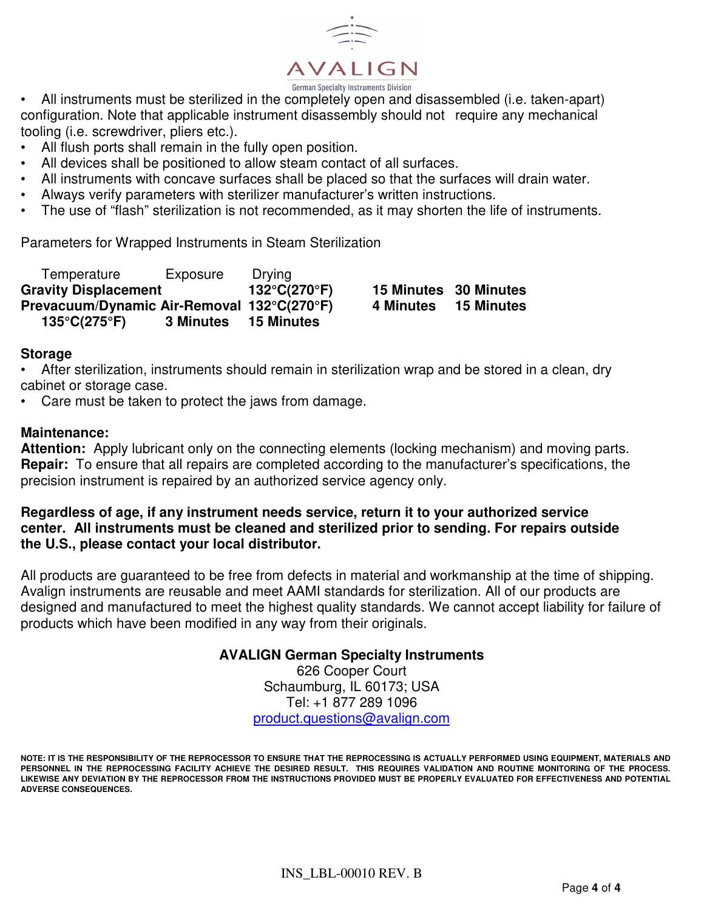- All instruments must be sterilized in the completely open and disassembled (i.e. taken-apart) configuration. Note that applicable instrument disassembly should not require any mechanical tooling (i.e. screwdriver, pliers etc.).
- All flush ports shall remain in the fully open position.
- All devices shall be positioned to allow steam contact of all surfaces.
- All instruments with concave surfaces shall be placed so that the surfaces will drain water.
- Always verify parameters with sterilizer manufacturer's written instructions.
- The use of "flash" sterilization is not recommended, as it may shorten the life of instruments.

Parameters for Wrapped Instruments in Steam Sterilization

| | Temperature | Exposure | Drying |
|---|---|---|---|
| **Gravity Displacement** | **132°C(270°F)** | **15 Minutes** | **30 Minutes** |
| **Prevacuum/Dynamic Air-Removal** | **132°C(270°F)** | **4 Minutes** | **15 Minutes** |
| | **135°C(275°F)** | **3 Minutes** | **15 Minutes** |

**Storage**

- After sterilization, instruments should remain in sterilization wrap and be stored in a clean, dry cabinet or storage case.
- Care must be taken to protect the jaws from damage.

**Maintenance:**

**Attention:** Apply lubricant only on the connecting elements (locking mechanism) and moving parts.
**Repair:** To ensure that all repairs are completed according to the manufacturer's specifications, the precision instrument is repaired by an authorized service agency only.

**Regardless of age, if any instrument needs service, return it to your authorized service center. All instruments must be cleaned and sterilized prior to sending. For repairs outside the U.S., please contact your local distributor.**

All products are guaranteed to be free from defects in material and workmanship at the time of shipping. Avalign instruments are reusable and meet AAMI standards for sterilization. All of our products are designed and manufactured to meet the highest quality standards. We cannot accept liability for failure of products which have been modified in any way from their originals.

**AVALIGN German Specialty Instruments**
626 Cooper Court
Schaumburg, IL 60173; USA
Tel: +1 877 289 1096
product.questions@avalign.com

**NOTE: IT IS THE RESPONSIBILITY OF THE REPROCESSOR TO ENSURE THAT THE REPROCESSING IS ACTUALLY PERFORMED USING EQUIPMENT, MATERIALS AND PERSONNEL IN THE REPROCESSING FACILITY ACHIEVE THE DESIRED RESULT. THIS REQUIRES VALIDATION AND ROUTINE MONITORING OF THE PROCESS. LIKEWISE ANY DEVIATION BY THE REPROCESSOR FROM THE INSTRUCTIONS PROVIDED MUST BE PROPERLY EVALUATED FOR EFFECTIVENESS AND POTENTIAL ADVERSE CONSEQUENCES.**